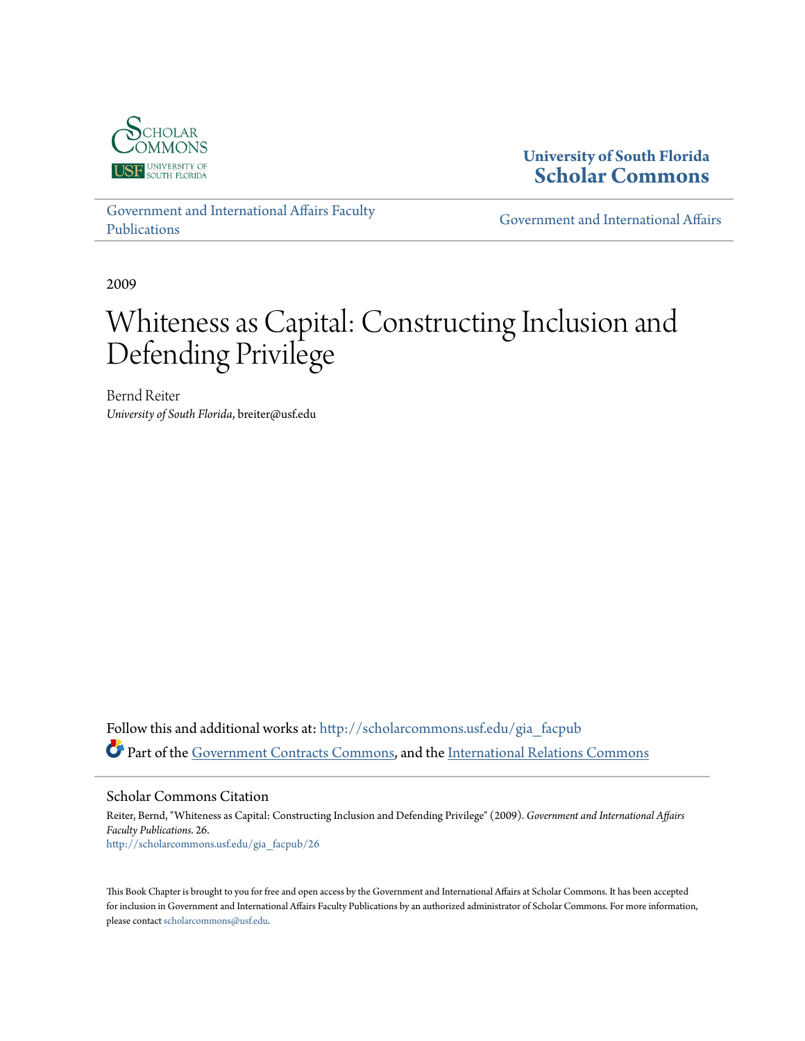Scholar Commons
USF University of South Florida

**University of South Florida**
**Scholar Commons**

Government and International Affairs Faculty Publications

Government and International Affairs

2009

# Whiteness as Capital: Constructing Inclusion and Defending Privilege

Bernd Reiter
*University of South Florida*, breiter@usf.edu

Follow this and additional works at: http://scholarcommons.usf.edu/gia_facpub

Part of the Government Contracts Commons, and the International Relations Commons

## Scholar Commons Citation

Reiter, Bernd, "Whiteness as Capital: Constructing Inclusion and Defending Privilege" (2009). *Government and International Affairs Faculty Publications*. 26.
http://scholarcommons.usf.edu/gia_facpub/26

This Book Chapter is brought to you for free and open access by the Government and International Affairs at Scholar Commons. It has been accepted for inclusion in Government and International Affairs Faculty Publications by an authorized administrator of Scholar Commons. For more information, please contact scholarcommons@usf.edu.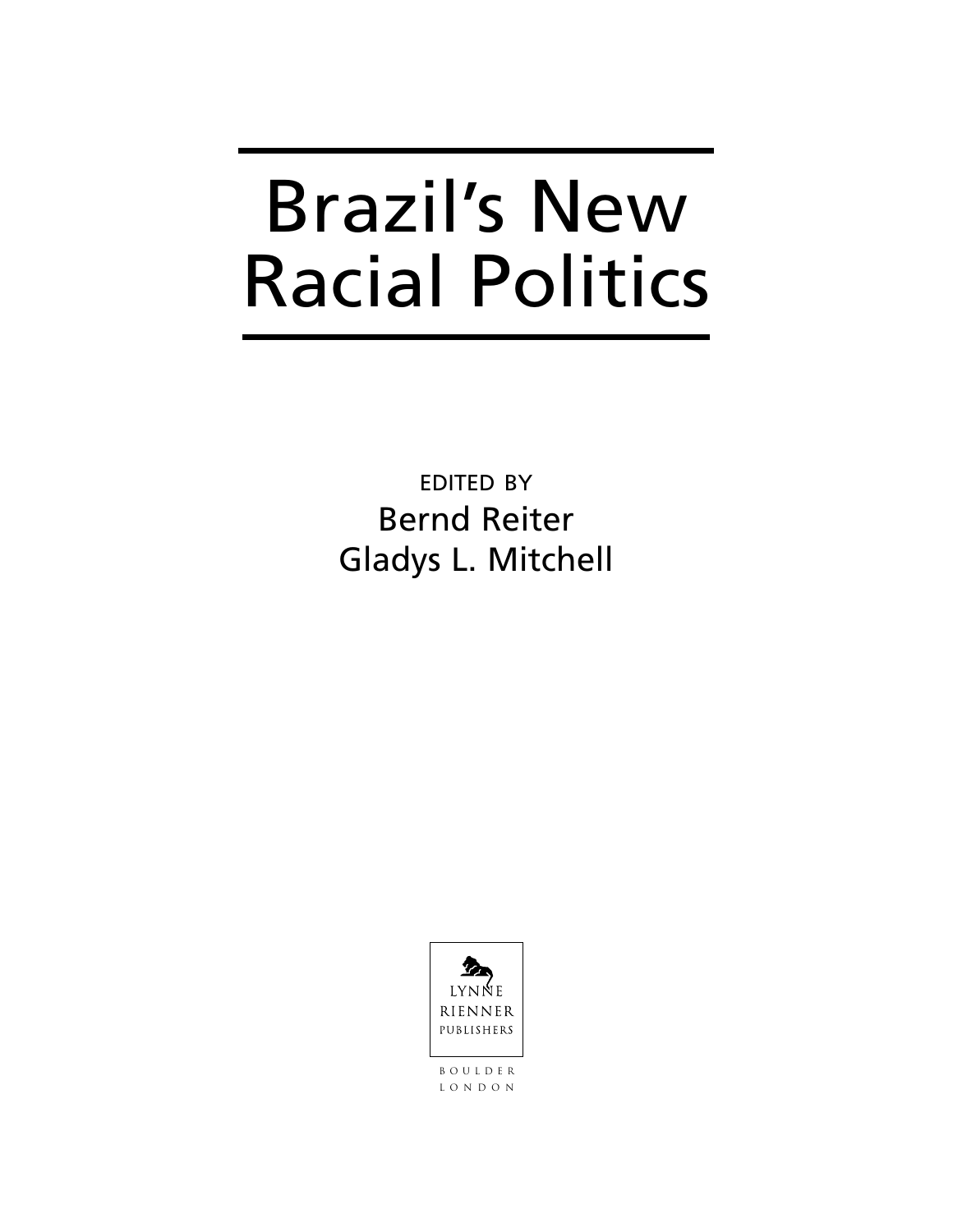# Brazil's New Racial Politics

EDITED BY

Bernd Reiter

Gladys L. Mitchell

LYNNE RIENNER PUBLISHERS

BOULDER

LONDON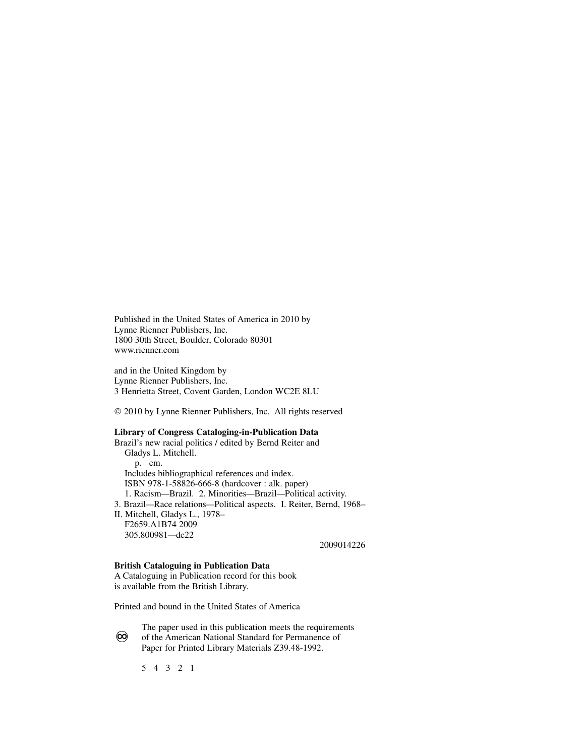Published in the United States of America in 2010 by
Lynne Rienner Publishers, Inc.
1800 30th Street, Boulder, Colorado 80301
www.rienner.com

and in the United Kingdom by
Lynne Rienner Publishers, Inc.
3 Henrietta Street, Covent Garden, London WC2E 8LU

© 2010 by Lynne Rienner Publishers, Inc. All rights reserved

**Library of Congress Cataloging-in-Publication Data**

Brazil's new racial politics / edited by Bernd Reiter and
Gladys L. Mitchell.
p. cm.
Includes bibliographical references and index.
ISBN 978-1-58826-666-8 (hardcover : alk. paper)
1. Racism—Brazil. 2. Minorities—Brazil—Political activity.
3. Brazil—Race relations—Political aspects. I. Reiter, Bernd, 1968–
II. Mitchell, Gladys L., 1978–
F2659.A1B74 2009
305.800981—dc22

2009014226

**British Cataloguing in Publication Data**

A Cataloguing in Publication record for this book
is available from the British Library.

Printed and bound in the United States of America

The paper used in this publication meets the requirements
of the American National Standard for Permanence of
Paper for Printed Library Materials Z39.48-1992.

5 4 3 2 1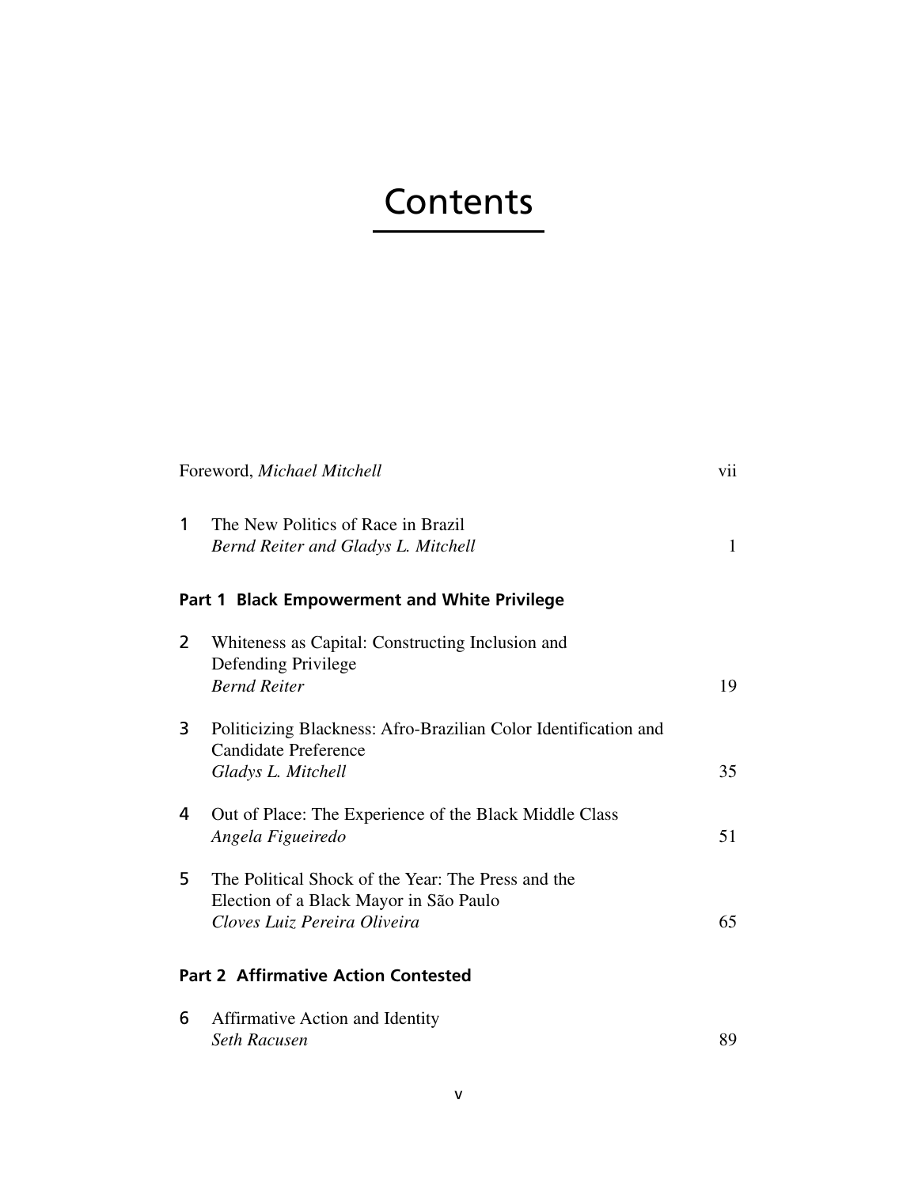# Contents

Foreword, *Michael Mitchell* vii

1 The New Politics of Race in Brazil
*Bernd Reiter and Gladys L. Mitchell* 1

**Part 1 Black Empowerment and White Privilege**

2 Whiteness as Capital: Constructing Inclusion and Defending Privilege
*Bernd Reiter* 19

3 Politicizing Blackness: Afro-Brazilian Color Identification and Candidate Preference
*Gladys L. Mitchell* 35

4 Out of Place: The Experience of the Black Middle Class
*Angela Figueiredo* 51

5 The Political Shock of the Year: The Press and the Election of a Black Mayor in São Paulo
*Cloves Luiz Pereira Oliveira* 65

**Part 2 Affirmative Action Contested**

6 Affirmative Action and Identity
*Seth Racusen* 89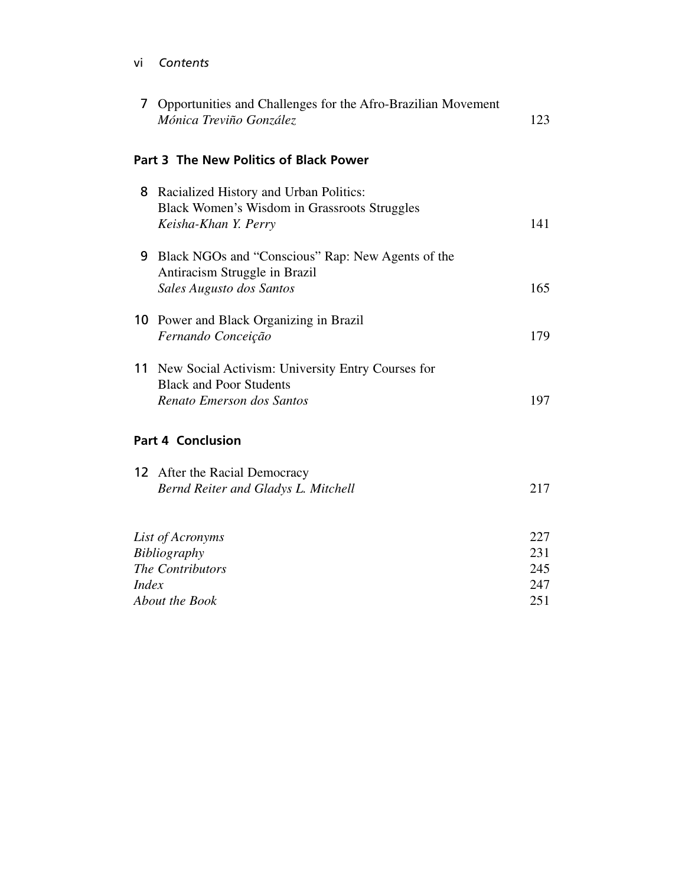7 Opportunities and Challenges for the Afro-Brazilian Movement
*Mónica Treviño González* 123

## Part 3 The New Politics of Black Power

8 Racialized History and Urban Politics: Black Women's Wisdom in Grassroots Struggles
*Keisha-Khan Y. Perry* 141

9 Black NGOs and "Conscious" Rap: New Agents of the Antiracism Struggle in Brazil
*Sales Augusto dos Santos* 165

10 Power and Black Organizing in Brazil
*Fernando Conceição* 179

11 New Social Activism: University Entry Courses for Black and Poor Students
*Renato Emerson dos Santos* 197

## Part 4 Conclusion

12 After the Racial Democracy
*Bernd Reiter and Gladys L. Mitchell* 217

*List of Acronyms* 227
*Bibliography* 231
*The Contributors* 245
*Index* 247
*About the Book* 251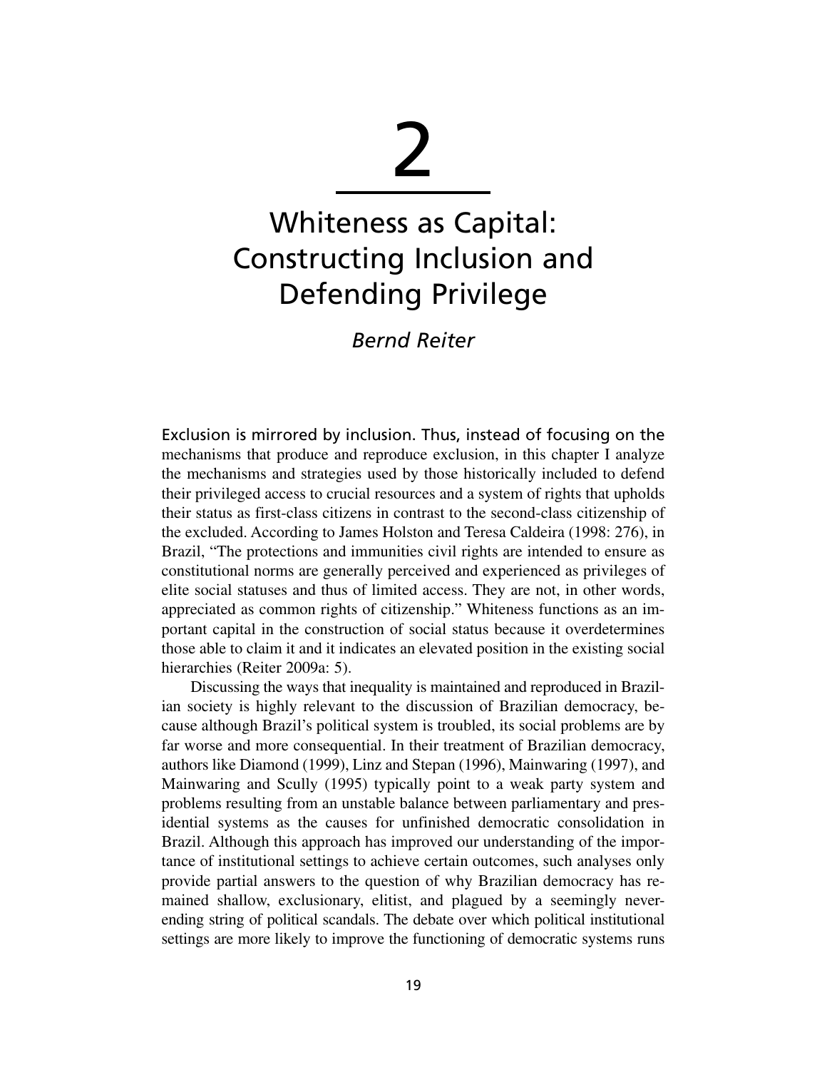# 2

# Whiteness as Capital: Constructing Inclusion and Defending Privilege

*Bernd Reiter*

Exclusion is mirrored by inclusion. Thus, instead of focusing on the mechanisms that produce and reproduce exclusion, in this chapter I analyze the mechanisms and strategies used by those historically included to defend their privileged access to crucial resources and a system of rights that upholds their status as first-class citizens in contrast to the second-class citizenship of the excluded. According to James Holston and Teresa Caldeira (1998: 276), in Brazil, "The protections and immunities civil rights are intended to ensure as constitutional norms are generally perceived and experienced as privileges of elite social statuses and thus of limited access. They are not, in other words, appreciated as common rights of citizenship." Whiteness functions as an important capital in the construction of social status because it overdetermines those able to claim it and it indicates an elevated position in the existing social hierarchies (Reiter 2009a: 5).

Discussing the ways that inequality is maintained and reproduced in Brazilian society is highly relevant to the discussion of Brazilian democracy, because although Brazil's political system is troubled, its social problems are by far worse and more consequential. In their treatment of Brazilian democracy, authors like Diamond (1999), Linz and Stepan (1996), Mainwaring (1997), and Mainwaring and Scully (1995) typically point to a weak party system and problems resulting from an unstable balance between parliamentary and presidential systems as the causes for unfinished democratic consolidation in Brazil. Although this approach has improved our understanding of the importance of institutional settings to achieve certain outcomes, such analyses only provide partial answers to the question of why Brazilian democracy has remained shallow, exclusionary, elitist, and plagued by a seemingly never-ending string of political scandals. The debate over which political institutional settings are more likely to improve the functioning of democratic systems runs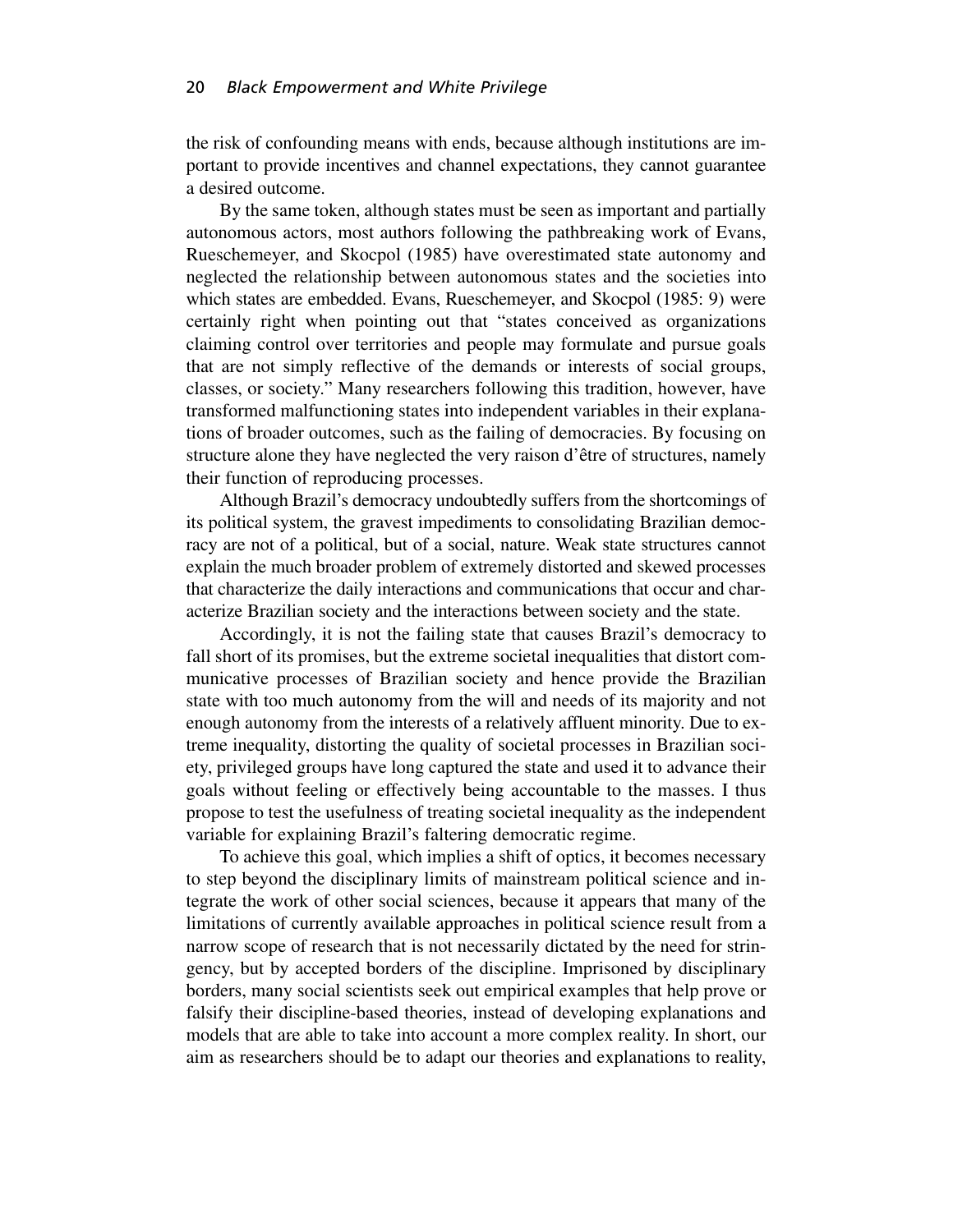the risk of confounding means with ends, because although institutions are important to provide incentives and channel expectations, they cannot guarantee a desired outcome.

By the same token, although states must be seen as important and partially autonomous actors, most authors following the pathbreaking work of Evans, Rueschemeyer, and Skocpol (1985) have overestimated state autonomy and neglected the relationship between autonomous states and the societies into which states are embedded. Evans, Rueschemeyer, and Skocpol (1985: 9) were certainly right when pointing out that "states conceived as organizations claiming control over territories and people may formulate and pursue goals that are not simply reflective of the demands or interests of social groups, classes, or society." Many researchers following this tradition, however, have transformed malfunctioning states into independent variables in their explanations of broader outcomes, such as the failing of democracies. By focusing on structure alone they have neglected the very raison d'être of structures, namely their function of reproducing processes.

Although Brazil's democracy undoubtedly suffers from the shortcomings of its political system, the gravest impediments to consolidating Brazilian democracy are not of a political, but of a social, nature. Weak state structures cannot explain the much broader problem of extremely distorted and skewed processes that characterize the daily interactions and communications that occur and characterize Brazilian society and the interactions between society and the state.

Accordingly, it is not the failing state that causes Brazil's democracy to fall short of its promises, but the extreme societal inequalities that distort communicative processes of Brazilian society and hence provide the Brazilian state with too much autonomy from the will and needs of its majority and not enough autonomy from the interests of a relatively affluent minority. Due to extreme inequality, distorting the quality of societal processes in Brazilian society, privileged groups have long captured the state and used it to advance their goals without feeling or effectively being accountable to the masses. I thus propose to test the usefulness of treating societal inequality as the independent variable for explaining Brazil's faltering democratic regime.

To achieve this goal, which implies a shift of optics, it becomes necessary to step beyond the disciplinary limits of mainstream political science and integrate the work of other social sciences, because it appears that many of the limitations of currently available approaches in political science result from a narrow scope of research that is not necessarily dictated by the need for stringency, but by accepted borders of the discipline. Imprisoned by disciplinary borders, many social scientists seek out empirical examples that help prove or falsify their discipline-based theories, instead of developing explanations and models that are able to take into account a more complex reality. In short, our aim as researchers should be to adapt our theories and explanations to reality,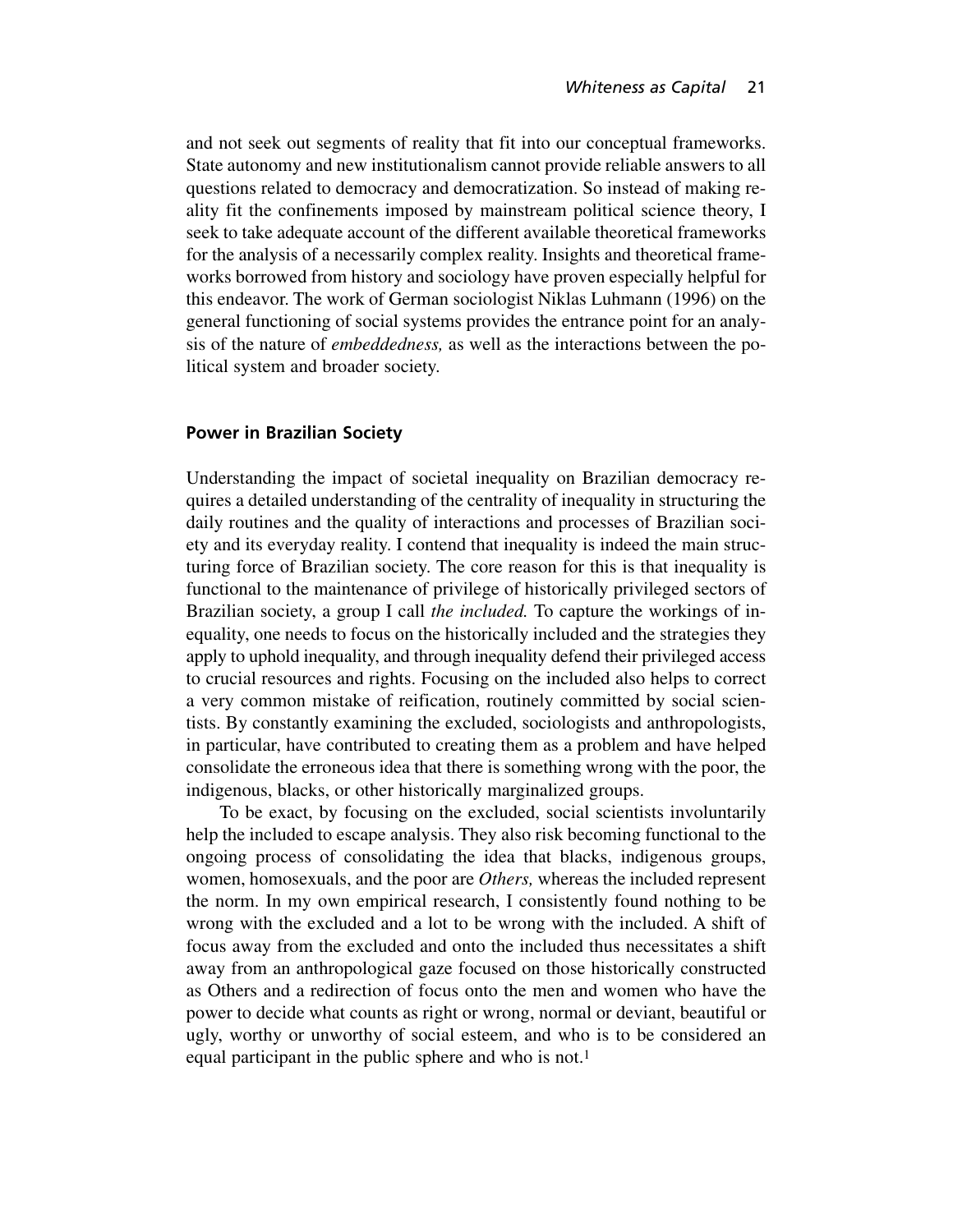and not seek out segments of reality that fit into our conceptual frameworks. State autonomy and new institutionalism cannot provide reliable answers to all questions related to democracy and democratization. So instead of making reality fit the confinements imposed by mainstream political science theory, I seek to take adequate account of the different available theoretical frameworks for the analysis of a necessarily complex reality. Insights and theoretical frameworks borrowed from history and sociology have proven especially helpful for this endeavor. The work of German sociologist Niklas Luhmann (1996) on the general functioning of social systems provides the entrance point for an analysis of the nature of *embeddedness,* as well as the interactions between the political system and broader society.

## Power in Brazilian Society

Understanding the impact of societal inequality on Brazilian democracy requires a detailed understanding of the centrality of inequality in structuring the daily routines and the quality of interactions and processes of Brazilian society and its everyday reality. I contend that inequality is indeed the main structuring force of Brazilian society. The core reason for this is that inequality is functional to the maintenance of privilege of historically privileged sectors of Brazilian society, a group I call *the included.* To capture the workings of inequality, one needs to focus on the historically included and the strategies they apply to uphold inequality, and through inequality defend their privileged access to crucial resources and rights. Focusing on the included also helps to correct a very common mistake of reification, routinely committed by social scientists. By constantly examining the excluded, sociologists and anthropologists, in particular, have contributed to creating them as a problem and have helped consolidate the erroneous idea that there is something wrong with the poor, the indigenous, blacks, or other historically marginalized groups.

To be exact, by focusing on the excluded, social scientists involuntarily help the included to escape analysis. They also risk becoming functional to the ongoing process of consolidating the idea that blacks, indigenous groups, women, homosexuals, and the poor are *Others,* whereas the included represent the norm. In my own empirical research, I consistently found nothing to be wrong with the excluded and a lot to be wrong with the included. A shift of focus away from the excluded and onto the included thus necessitates a shift away from an anthropological gaze focused on those historically constructed as Others and a redirection of focus onto the men and women who have the power to decide what counts as right or wrong, normal or deviant, beautiful or ugly, worthy or unworthy of social esteem, and who is to be considered an equal participant in the public sphere and who is not.[1]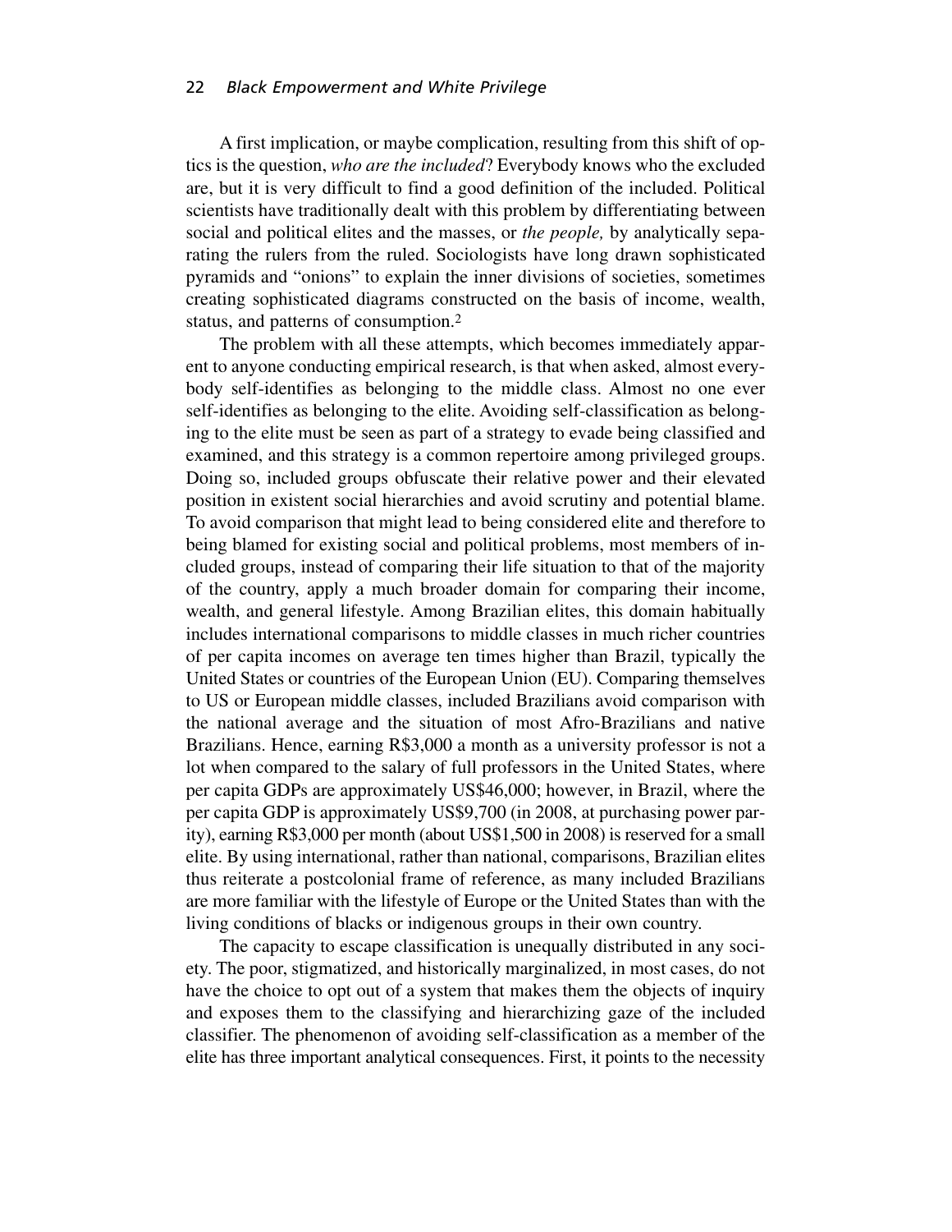A first implication, or maybe complication, resulting from this shift of optics is the question, *who are the included*? Everybody knows who the excluded are, but it is very difficult to find a good definition of the included. Political scientists have traditionally dealt with this problem by differentiating between social and political elites and the masses, or *the people,* by analytically separating the rulers from the ruled. Sociologists have long drawn sophisticated pyramids and "onions" to explain the inner divisions of societies, sometimes creating sophisticated diagrams constructed on the basis of income, wealth, status, and patterns of consumption.[2]

The problem with all these attempts, which becomes immediately apparent to anyone conducting empirical research, is that when asked, almost everybody self-identifies as belonging to the middle class. Almost no one ever self-identifies as belonging to the elite. Avoiding self-classification as belonging to the elite must be seen as part of a strategy to evade being classified and examined, and this strategy is a common repertoire among privileged groups. Doing so, included groups obfuscate their relative power and their elevated position in existent social hierarchies and avoid scrutiny and potential blame. To avoid comparison that might lead to being considered elite and therefore to being blamed for existing social and political problems, most members of included groups, instead of comparing their life situation to that of the majority of the country, apply a much broader domain for comparing their income, wealth, and general lifestyle. Among Brazilian elites, this domain habitually includes international comparisons to middle classes in much richer countries of per capita incomes on average ten times higher than Brazil, typically the United States or countries of the European Union (EU). Comparing themselves to US or European middle classes, included Brazilians avoid comparison with the national average and the situation of most Afro-Brazilians and native Brazilians. Hence, earning R$3,000 a month as a university professor is not a lot when compared to the salary of full professors in the United States, where per capita GDPs are approximately US$46,000; however, in Brazil, where the per capita GDP is approximately US$9,700 (in 2008, at purchasing power parity), earning R$3,000 per month (about US$1,500 in 2008) is reserved for a small elite. By using international, rather than national, comparisons, Brazilian elites thus reiterate a postcolonial frame of reference, as many included Brazilians are more familiar with the lifestyle of Europe or the United States than with the living conditions of blacks or indigenous groups in their own country.

The capacity to escape classification is unequally distributed in any society. The poor, stigmatized, and historically marginalized, in most cases, do not have the choice to opt out of a system that makes them the objects of inquiry and exposes them to the classifying and hierarchizing gaze of the included classifier. The phenomenon of avoiding self-classification as a member of the elite has three important analytical consequences. First, it points to the necessity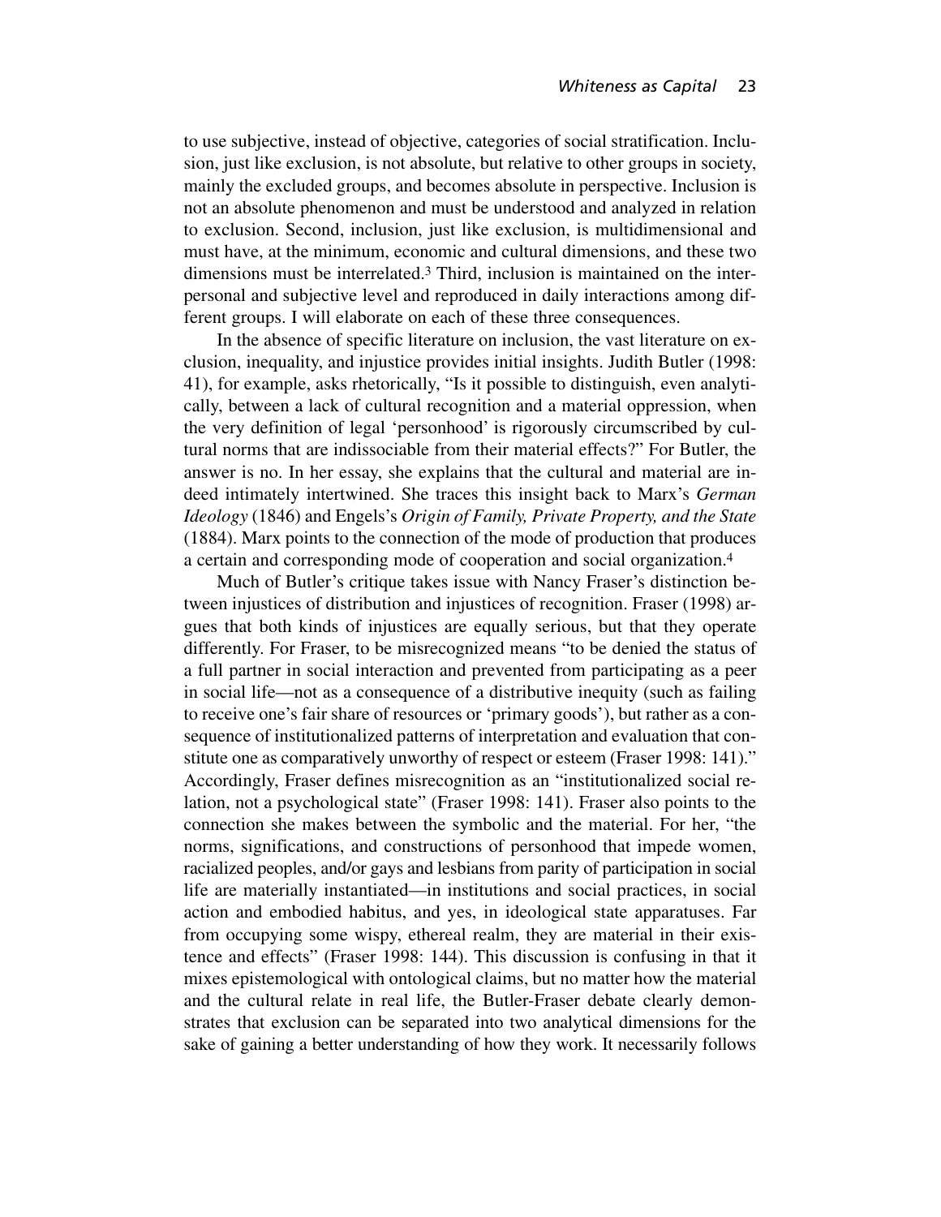to use subjective, instead of objective, categories of social stratification. Inclusion, just like exclusion, is not absolute, but relative to other groups in society, mainly the excluded groups, and becomes absolute in perspective. Inclusion is not an absolute phenomenon and must be understood and analyzed in relation to exclusion. Second, inclusion, just like exclusion, is multidimensional and must have, at the minimum, economic and cultural dimensions, and these two dimensions must be interrelated.[3] Third, inclusion is maintained on the interpersonal and subjective level and reproduced in daily interactions among different groups. I will elaborate on each of these three consequences.

In the absence of specific literature on inclusion, the vast literature on exclusion, inequality, and injustice provides initial insights. Judith Butler (1998: 41), for example, asks rhetorically, "Is it possible to distinguish, even analytically, between a lack of cultural recognition and a material oppression, when the very definition of legal 'personhood' is rigorously circumscribed by cultural norms that are indissociable from their material effects?" For Butler, the answer is no. In her essay, she explains that the cultural and material are indeed intimately intertwined. She traces this insight back to Marx's *German Ideology* (1846) and Engels's *Origin of Family, Private Property, and the State* (1884). Marx points to the connection of the mode of production that produces a certain and corresponding mode of cooperation and social organization.[4]

Much of Butler's critique takes issue with Nancy Fraser's distinction between injustices of distribution and injustices of recognition. Fraser (1998) argues that both kinds of injustices are equally serious, but that they operate differently. For Fraser, to be misrecognized means "to be denied the status of a full partner in social interaction and prevented from participating as a peer in social life—not as a consequence of a distributive inequity (such as failing to receive one's fair share of resources or 'primary goods'), but rather as a consequence of institutionalized patterns of interpretation and evaluation that constitute one as comparatively unworthy of respect or esteem (Fraser 1998: 141)." Accordingly, Fraser defines misrecognition as an "institutionalized social relation, not a psychological state" (Fraser 1998: 141). Fraser also points to the connection she makes between the symbolic and the material. For her, "the norms, significations, and constructions of personhood that impede women, racialized peoples, and/or gays and lesbians from parity of participation in social life are materially instantiated—in institutions and social practices, in social action and embodied habitus, and yes, in ideological state apparatuses. Far from occupying some wispy, ethereal realm, they are material in their existence and effects" (Fraser 1998: 144). This discussion is confusing in that it mixes epistemological with ontological claims, but no matter how the material and the cultural relate in real life, the Butler-Fraser debate clearly demonstrates that exclusion can be separated into two analytical dimensions for the sake of gaining a better understanding of how they work. It necessarily follows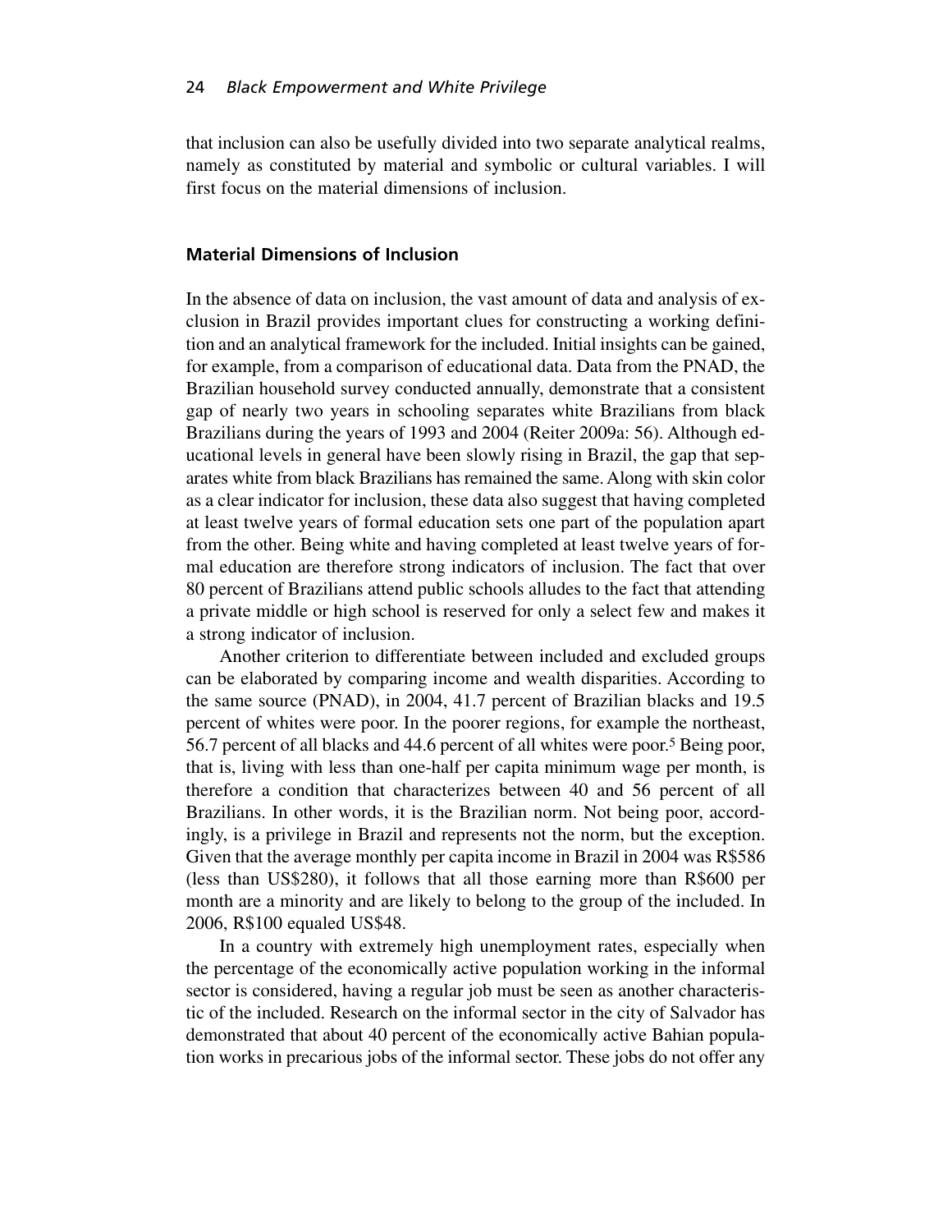that inclusion can also be usefully divided into two separate analytical realms, namely as constituted by material and symbolic or cultural variables. I will first focus on the material dimensions of inclusion.

### Material Dimensions of Inclusion

In the absence of data on inclusion, the vast amount of data and analysis of exclusion in Brazil provides important clues for constructing a working definition and an analytical framework for the included. Initial insights can be gained, for example, from a comparison of educational data. Data from the PNAD, the Brazilian household survey conducted annually, demonstrate that a consistent gap of nearly two years in schooling separates white Brazilians from black Brazilians during the years of 1993 and 2004 (Reiter 2009a: 56). Although educational levels in general have been slowly rising in Brazil, the gap that separates white from black Brazilians has remained the same. Along with skin color as a clear indicator for inclusion, these data also suggest that having completed at least twelve years of formal education sets one part of the population apart from the other. Being white and having completed at least twelve years of formal education are therefore strong indicators of inclusion. The fact that over 80 percent of Brazilians attend public schools alludes to the fact that attending a private middle or high school is reserved for only a select few and makes it a strong indicator of inclusion.

Another criterion to differentiate between included and excluded groups can be elaborated by comparing income and wealth disparities. According to the same source (PNAD), in 2004, 41.7 percent of Brazilian blacks and 19.5 percent of whites were poor. In the poorer regions, for example the northeast, 56.7 percent of all blacks and 44.6 percent of all whites were poor.[5] Being poor, that is, living with less than one-half per capita minimum wage per month, is therefore a condition that characterizes between 40 and 56 percent of all Brazilians. In other words, it is the Brazilian norm. Not being poor, accordingly, is a privilege in Brazil and represents not the norm, but the exception. Given that the average monthly per capita income in Brazil in 2004 was R$586 (less than US$280), it follows that all those earning more than R$600 per month are a minority and are likely to belong to the group of the included. In 2006, R$100 equaled US$48.

In a country with extremely high unemployment rates, especially when the percentage of the economically active population working in the informal sector is considered, having a regular job must be seen as another characteristic of the included. Research on the informal sector in the city of Salvador has demonstrated that about 40 percent of the economically active Bahian population works in precarious jobs of the informal sector. These jobs do not offer any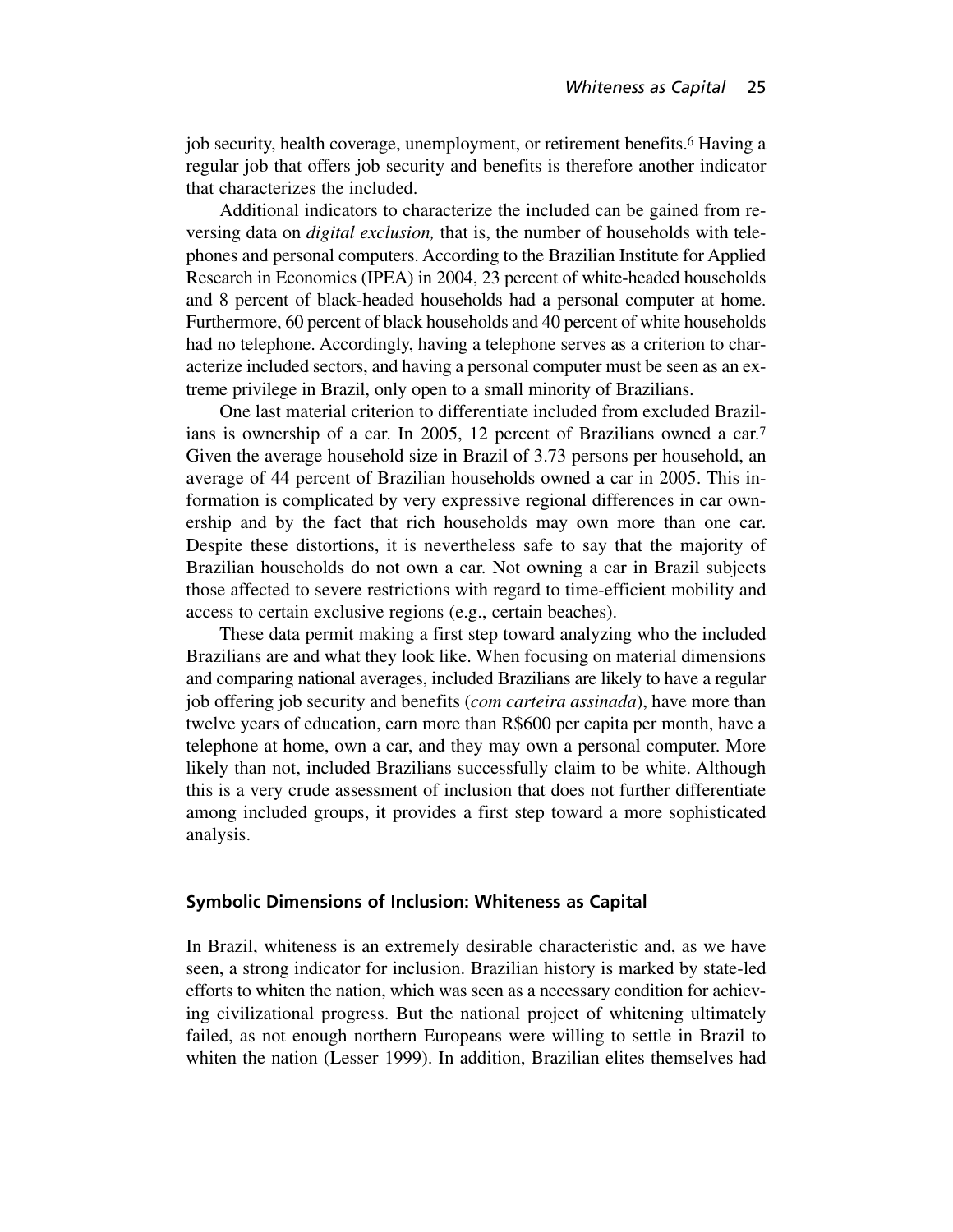job security, health coverage, unemployment, or retirement benefits.[6] Having a regular job that offers job security and benefits is therefore another indicator that characterizes the included.

Additional indicators to characterize the included can be gained from reversing data on *digital exclusion,* that is, the number of households with telephones and personal computers. According to the Brazilian Institute for Applied Research in Economics (IPEA) in 2004, 23 percent of white-headed households and 8 percent of black-headed households had a personal computer at home. Furthermore, 60 percent of black households and 40 percent of white households had no telephone. Accordingly, having a telephone serves as a criterion to characterize included sectors, and having a personal computer must be seen as an extreme privilege in Brazil, only open to a small minority of Brazilians.

One last material criterion to differentiate included from excluded Brazilians is ownership of a car. In 2005, 12 percent of Brazilians owned a car.[7] Given the average household size in Brazil of 3.73 persons per household, an average of 44 percent of Brazilian households owned a car in 2005. This information is complicated by very expressive regional differences in car ownership and by the fact that rich households may own more than one car. Despite these distortions, it is nevertheless safe to say that the majority of Brazilian households do not own a car. Not owning a car in Brazil subjects those affected to severe restrictions with regard to time-efficient mobility and access to certain exclusive regions (e.g., certain beaches).

These data permit making a first step toward analyzing who the included Brazilians are and what they look like. When focusing on material dimensions and comparing national averages, included Brazilians are likely to have a regular job offering job security and benefits (*com carteira assinada*), have more than twelve years of education, earn more than R$600 per capita per month, have a telephone at home, own a car, and they may own a personal computer. More likely than not, included Brazilians successfully claim to be white. Although this is a very crude assessment of inclusion that does not further differentiate among included groups, it provides a first step toward a more sophisticated analysis.

### Symbolic Dimensions of Inclusion: Whiteness as Capital

In Brazil, whiteness is an extremely desirable characteristic and, as we have seen, a strong indicator for inclusion. Brazilian history is marked by state-led efforts to whiten the nation, which was seen as a necessary condition for achieving civilizational progress. But the national project of whitening ultimately failed, as not enough northern Europeans were willing to settle in Brazil to whiten the nation (Lesser 1999). In addition, Brazilian elites themselves had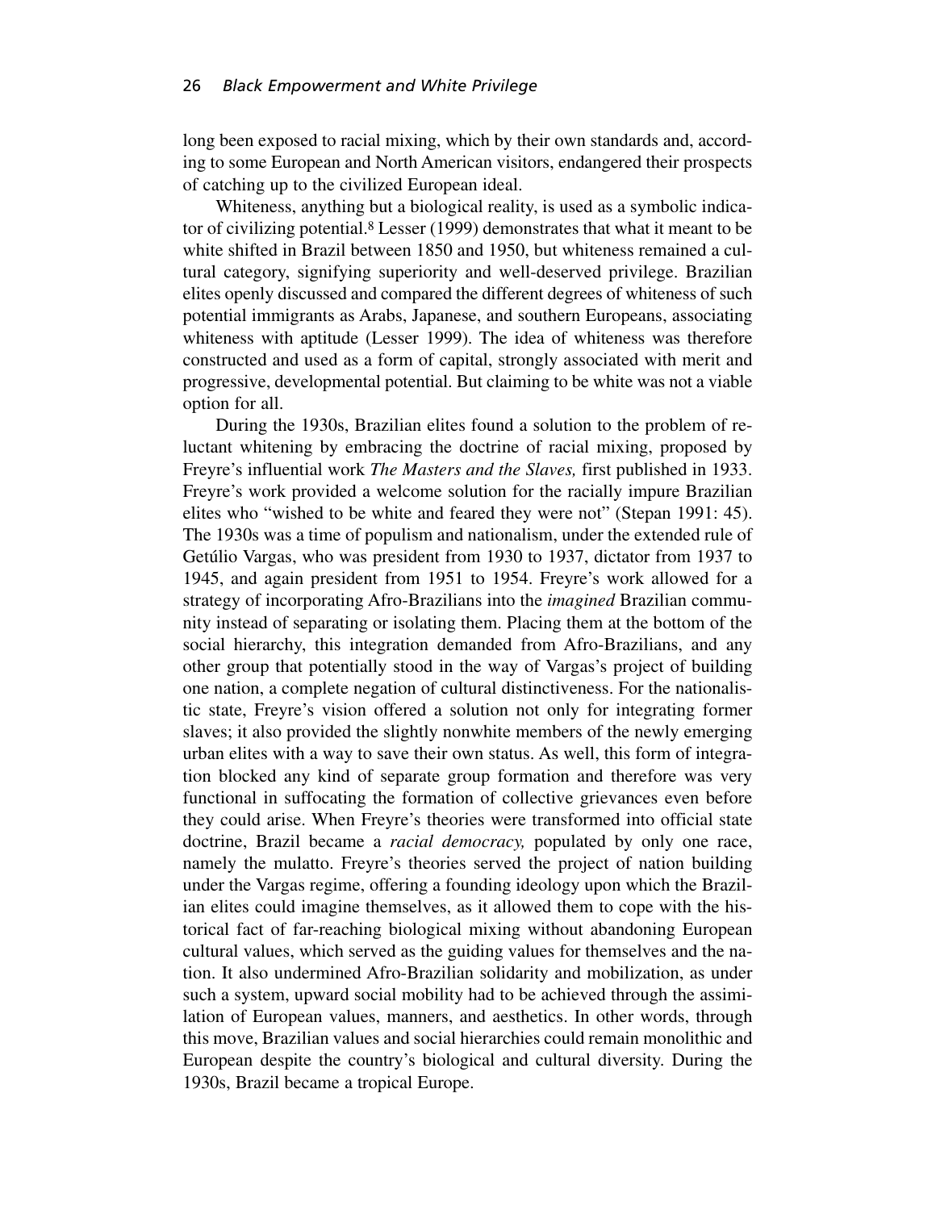long been exposed to racial mixing, which by their own standards and, according to some European and North American visitors, endangered their prospects of catching up to the civilized European ideal.

Whiteness, anything but a biological reality, is used as a symbolic indicator of civilizing potential.[8] Lesser (1999) demonstrates that what it meant to be white shifted in Brazil between 1850 and 1950, but whiteness remained a cultural category, signifying superiority and well-deserved privilege. Brazilian elites openly discussed and compared the different degrees of whiteness of such potential immigrants as Arabs, Japanese, and southern Europeans, associating whiteness with aptitude (Lesser 1999). The idea of whiteness was therefore constructed and used as a form of capital, strongly associated with merit and progressive, developmental potential. But claiming to be white was not a viable option for all.

During the 1930s, Brazilian elites found a solution to the problem of reluctant whitening by embracing the doctrine of racial mixing, proposed by Freyre's influential work *The Masters and the Slaves,* first published in 1933. Freyre's work provided a welcome solution for the racially impure Brazilian elites who "wished to be white and feared they were not" (Stepan 1991: 45). The 1930s was a time of populism and nationalism, under the extended rule of Getúlio Vargas, who was president from 1930 to 1937, dictator from 1937 to 1945, and again president from 1951 to 1954. Freyre's work allowed for a strategy of incorporating Afro-Brazilians into the *imagined* Brazilian community instead of separating or isolating them. Placing them at the bottom of the social hierarchy, this integration demanded from Afro-Brazilians, and any other group that potentially stood in the way of Vargas's project of building one nation, a complete negation of cultural distinctiveness. For the nationalistic state, Freyre's vision offered a solution not only for integrating former slaves; it also provided the slightly nonwhite members of the newly emerging urban elites with a way to save their own status. As well, this form of integration blocked any kind of separate group formation and therefore was very functional in suffocating the formation of collective grievances even before they could arise. When Freyre's theories were transformed into official state doctrine, Brazil became a *racial democracy,* populated by only one race, namely the mulatto. Freyre's theories served the project of nation building under the Vargas regime, offering a founding ideology upon which the Brazilian elites could imagine themselves, as it allowed them to cope with the historical fact of far-reaching biological mixing without abandoning European cultural values, which served as the guiding values for themselves and the nation. It also undermined Afro-Brazilian solidarity and mobilization, as under such a system, upward social mobility had to be achieved through the assimilation of European values, manners, and aesthetics. In other words, through this move, Brazilian values and social hierarchies could remain monolithic and European despite the country's biological and cultural diversity. During the 1930s, Brazil became a tropical Europe.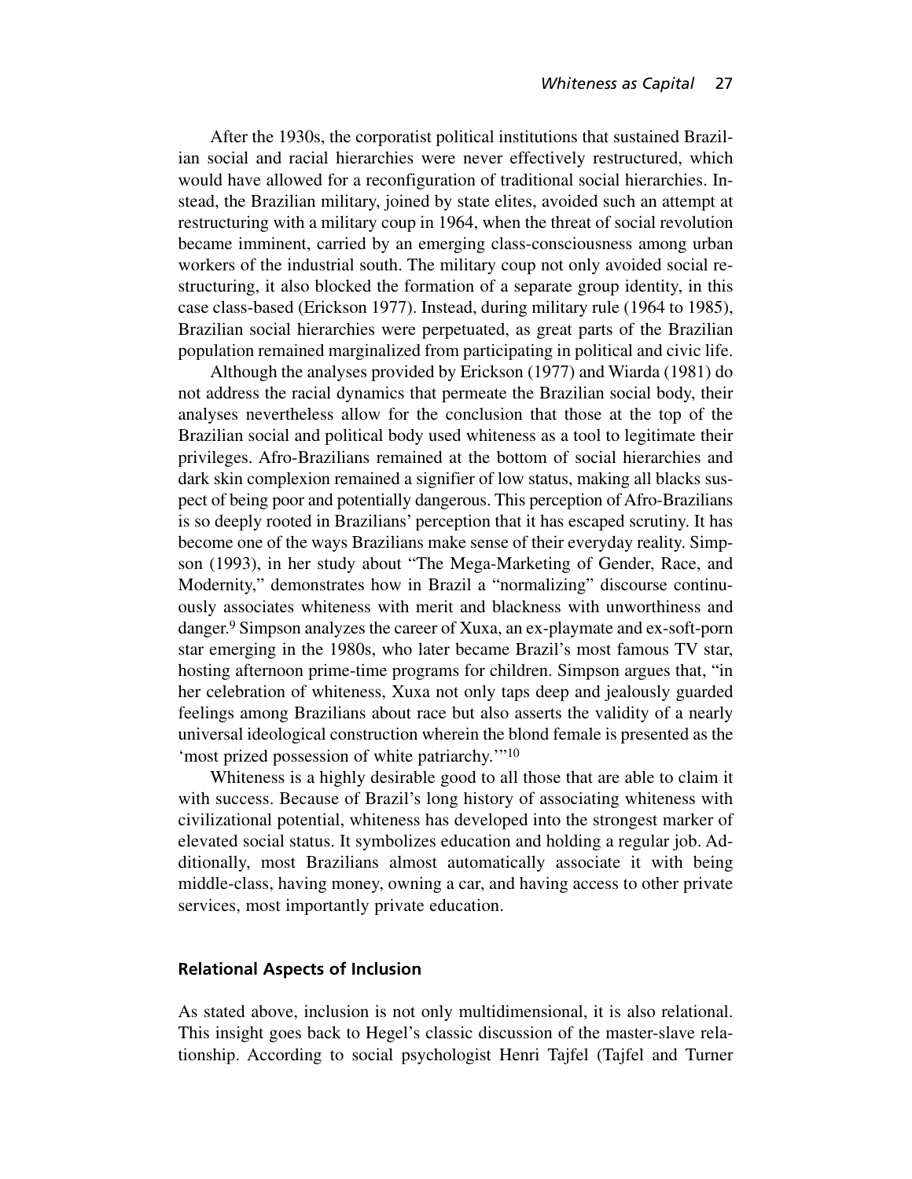After the 1930s, the corporatist political institutions that sustained Brazilian social and racial hierarchies were never effectively restructured, which would have allowed for a reconfiguration of traditional social hierarchies. Instead, the Brazilian military, joined by state elites, avoided such an attempt at restructuring with a military coup in 1964, when the threat of social revolution became imminent, carried by an emerging class-consciousness among urban workers of the industrial south. The military coup not only avoided social restructuring, it also blocked the formation of a separate group identity, in this case class-based (Erickson 1977). Instead, during military rule (1964 to 1985), Brazilian social hierarchies were perpetuated, as great parts of the Brazilian population remained marginalized from participating in political and civic life.

Although the analyses provided by Erickson (1977) and Wiarda (1981) do not address the racial dynamics that permeate the Brazilian social body, their analyses nevertheless allow for the conclusion that those at the top of the Brazilian social and political body used whiteness as a tool to legitimate their privileges. Afro-Brazilians remained at the bottom of social hierarchies and dark skin complexion remained a signifier of low status, making all blacks suspect of being poor and potentially dangerous. This perception of Afro-Brazilians is so deeply rooted in Brazilians' perception that it has escaped scrutiny. It has become one of the ways Brazilians make sense of their everyday reality. Simpson (1993), in her study about "The Mega-Marketing of Gender, Race, and Modernity," demonstrates how in Brazil a "normalizing" discourse continuously associates whiteness with merit and blackness with unworthiness and danger.[9] Simpson analyzes the career of Xuxa, an ex-playmate and ex-soft-porn star emerging in the 1980s, who later became Brazil's most famous TV star, hosting afternoon prime-time programs for children. Simpson argues that, "in her celebration of whiteness, Xuxa not only taps deep and jealously guarded feelings among Brazilians about race but also asserts the validity of a nearly universal ideological construction wherein the blond female is presented as the 'most prized possession of white patriarchy.'"[10]

Whiteness is a highly desirable good to all those that are able to claim it with success. Because of Brazil's long history of associating whiteness with civilizational potential, whiteness has developed into the strongest marker of elevated social status. It symbolizes education and holding a regular job. Additionally, most Brazilians almost automatically associate it with being middle-class, having money, owning a car, and having access to other private services, most importantly private education.

## Relational Aspects of Inclusion

As stated above, inclusion is not only multidimensional, it is also relational. This insight goes back to Hegel's classic discussion of the master-slave relationship. According to social psychologist Henri Tajfel (Tajfel and Turner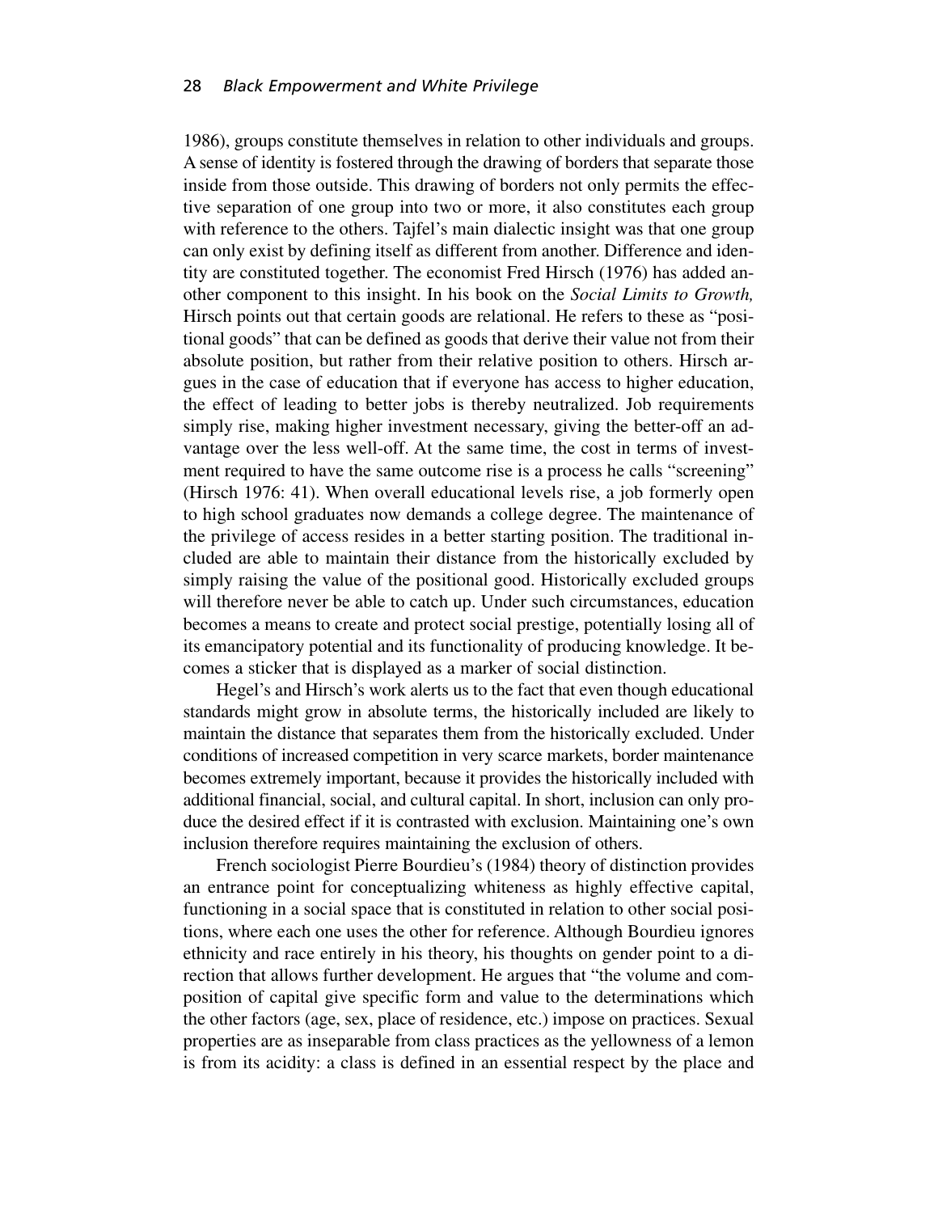1986), groups constitute themselves in relation to other individuals and groups. A sense of identity is fostered through the drawing of borders that separate those inside from those outside. This drawing of borders not only permits the effective separation of one group into two or more, it also constitutes each group with reference to the others. Tajfel's main dialectic insight was that one group can only exist by defining itself as different from another. Difference and identity are constituted together. The economist Fred Hirsch (1976) has added another component to this insight. In his book on the *Social Limits to Growth,* Hirsch points out that certain goods are relational. He refers to these as "positional goods" that can be defined as goods that derive their value not from their absolute position, but rather from their relative position to others. Hirsch argues in the case of education that if everyone has access to higher education, the effect of leading to better jobs is thereby neutralized. Job requirements simply rise, making higher investment necessary, giving the better-off an advantage over the less well-off. At the same time, the cost in terms of investment required to have the same outcome rise is a process he calls "screening" (Hirsch 1976: 41). When overall educational levels rise, a job formerly open to high school graduates now demands a college degree. The maintenance of the privilege of access resides in a better starting position. The traditional included are able to maintain their distance from the historically excluded by simply raising the value of the positional good. Historically excluded groups will therefore never be able to catch up. Under such circumstances, education becomes a means to create and protect social prestige, potentially losing all of its emancipatory potential and its functionality of producing knowledge. It becomes a sticker that is displayed as a marker of social distinction.

Hegel's and Hirsch's work alerts us to the fact that even though educational standards might grow in absolute terms, the historically included are likely to maintain the distance that separates them from the historically excluded. Under conditions of increased competition in very scarce markets, border maintenance becomes extremely important, because it provides the historically included with additional financial, social, and cultural capital. In short, inclusion can only produce the desired effect if it is contrasted with exclusion. Maintaining one's own inclusion therefore requires maintaining the exclusion of others.

French sociologist Pierre Bourdieu's (1984) theory of distinction provides an entrance point for conceptualizing whiteness as highly effective capital, functioning in a social space that is constituted in relation to other social positions, where each one uses the other for reference. Although Bourdieu ignores ethnicity and race entirely in his theory, his thoughts on gender point to a direction that allows further development. He argues that "the volume and composition of capital give specific form and value to the determinations which the other factors (age, sex, place of residence, etc.) impose on practices. Sexual properties are as inseparable from class practices as the yellowness of a lemon is from its acidity: a class is defined in an essential respect by the place and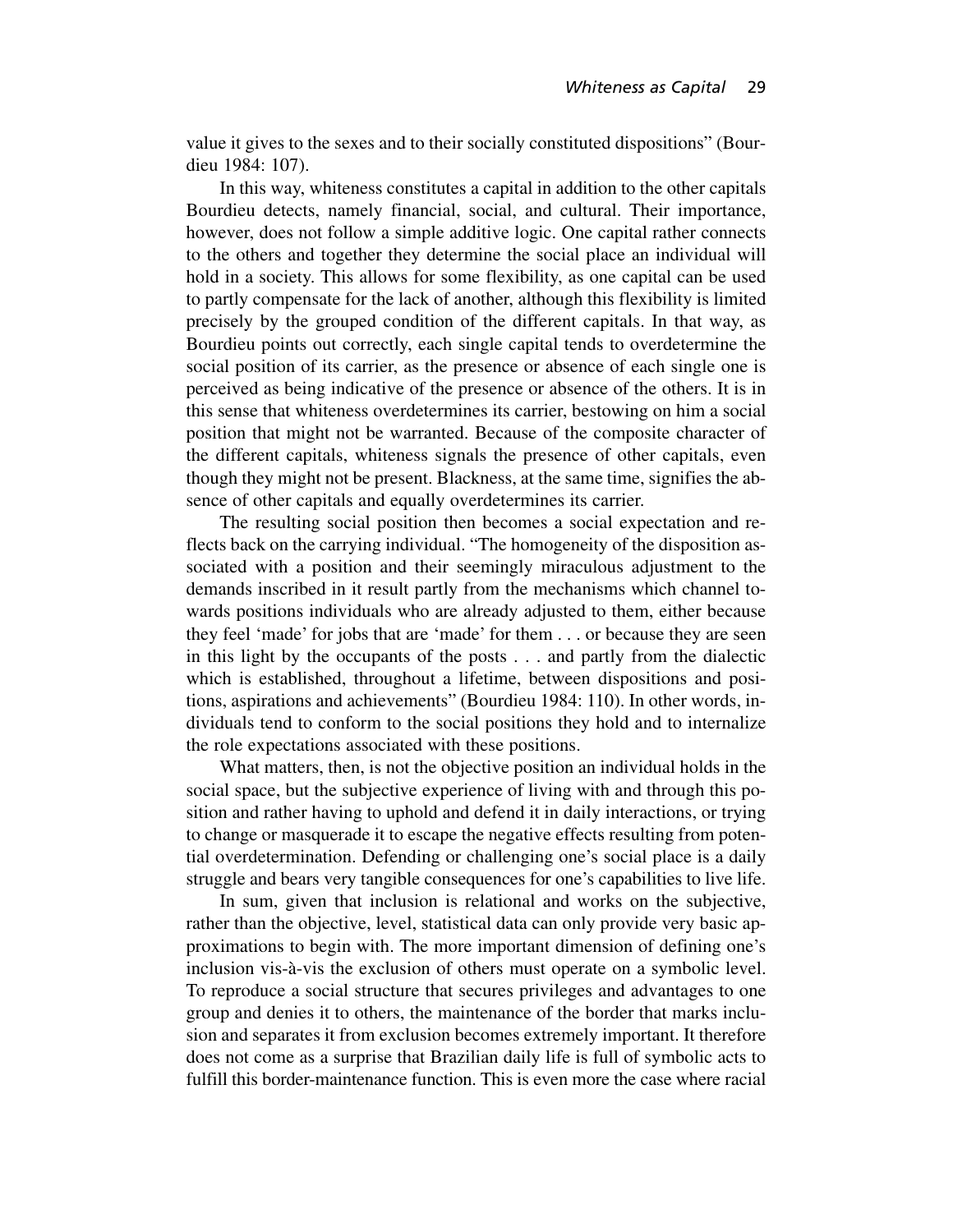value it gives to the sexes and to their socially constituted dispositions" (Bourdieu 1984: 107).

In this way, whiteness constitutes a capital in addition to the other capitals Bourdieu detects, namely financial, social, and cultural. Their importance, however, does not follow a simple additive logic. One capital rather connects to the others and together they determine the social place an individual will hold in a society. This allows for some flexibility, as one capital can be used to partly compensate for the lack of another, although this flexibility is limited precisely by the grouped condition of the different capitals. In that way, as Bourdieu points out correctly, each single capital tends to overdetermine the social position of its carrier, as the presence or absence of each single one is perceived as being indicative of the presence or absence of the others. It is in this sense that whiteness overdetermines its carrier, bestowing on him a social position that might not be warranted. Because of the composite character of the different capitals, whiteness signals the presence of other capitals, even though they might not be present. Blackness, at the same time, signifies the absence of other capitals and equally overdetermines its carrier.

The resulting social position then becomes a social expectation and reflects back on the carrying individual. "The homogeneity of the disposition associated with a position and their seemingly miraculous adjustment to the demands inscribed in it result partly from the mechanisms which channel towards positions individuals who are already adjusted to them, either because they feel 'made' for jobs that are 'made' for them . . . or because they are seen in this light by the occupants of the posts . . . and partly from the dialectic which is established, throughout a lifetime, between dispositions and positions, aspirations and achievements" (Bourdieu 1984: 110). In other words, individuals tend to conform to the social positions they hold and to internalize the role expectations associated with these positions.

What matters, then, is not the objective position an individual holds in the social space, but the subjective experience of living with and through this position and rather having to uphold and defend it in daily interactions, or trying to change or masquerade it to escape the negative effects resulting from potential overdetermination. Defending or challenging one's social place is a daily struggle and bears very tangible consequences for one's capabilities to live life.

In sum, given that inclusion is relational and works on the subjective, rather than the objective, level, statistical data can only provide very basic approximations to begin with. The more important dimension of defining one's inclusion vis-à-vis the exclusion of others must operate on a symbolic level. To reproduce a social structure that secures privileges and advantages to one group and denies it to others, the maintenance of the border that marks inclusion and separates it from exclusion becomes extremely important. It therefore does not come as a surprise that Brazilian daily life is full of symbolic acts to fulfill this border-maintenance function. This is even more the case where racial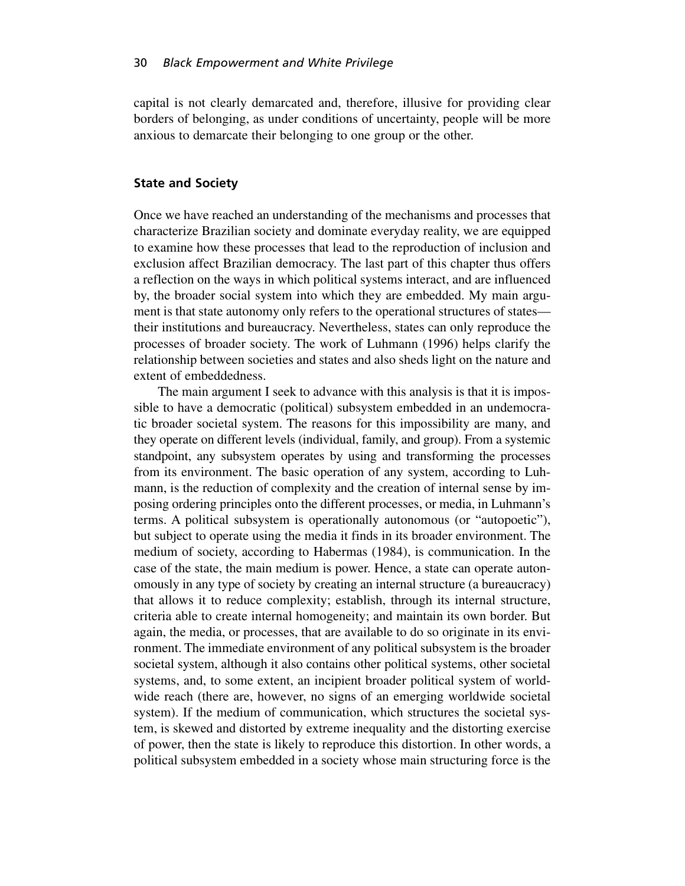capital is not clearly demarcated and, therefore, illusive for providing clear borders of belonging, as under conditions of uncertainty, people will be more anxious to demarcate their belonging to one group or the other.

### State and Society

Once we have reached an understanding of the mechanisms and processes that characterize Brazilian society and dominate everyday reality, we are equipped to examine how these processes that lead to the reproduction of inclusion and exclusion affect Brazilian democracy. The last part of this chapter thus offers a reflection on the ways in which political systems interact, and are influenced by, the broader social system into which they are embedded. My main argument is that state autonomy only refers to the operational structures of states—their institutions and bureaucracy. Nevertheless, states can only reproduce the processes of broader society. The work of Luhmann (1996) helps clarify the relationship between societies and states and also sheds light on the nature and extent of embeddedness.

The main argument I seek to advance with this analysis is that it is impossible to have a democratic (political) subsystem embedded in an undemocratic broader societal system. The reasons for this impossibility are many, and they operate on different levels (individual, family, and group). From a systemic standpoint, any subsystem operates by using and transforming the processes from its environment. The basic operation of any system, according to Luhmann, is the reduction of complexity and the creation of internal sense by imposing ordering principles onto the different processes, or media, in Luhmann's terms. A political subsystem is operationally autonomous (or "autopoetic"), but subject to operate using the media it finds in its broader environment. The medium of society, according to Habermas (1984), is communication. In the case of the state, the main medium is power. Hence, a state can operate autonomously in any type of society by creating an internal structure (a bureaucracy) that allows it to reduce complexity; establish, through its internal structure, criteria able to create internal homogeneity; and maintain its own border. But again, the media, or processes, that are available to do so originate in its environment. The immediate environment of any political subsystem is the broader societal system, although it also contains other political systems, other societal systems, and, to some extent, an incipient broader political system of worldwide reach (there are, however, no signs of an emerging worldwide societal system). If the medium of communication, which structures the societal system, is skewed and distorted by extreme inequality and the distorting exercise of power, then the state is likely to reproduce this distortion. In other words, a political subsystem embedded in a society whose main structuring force is the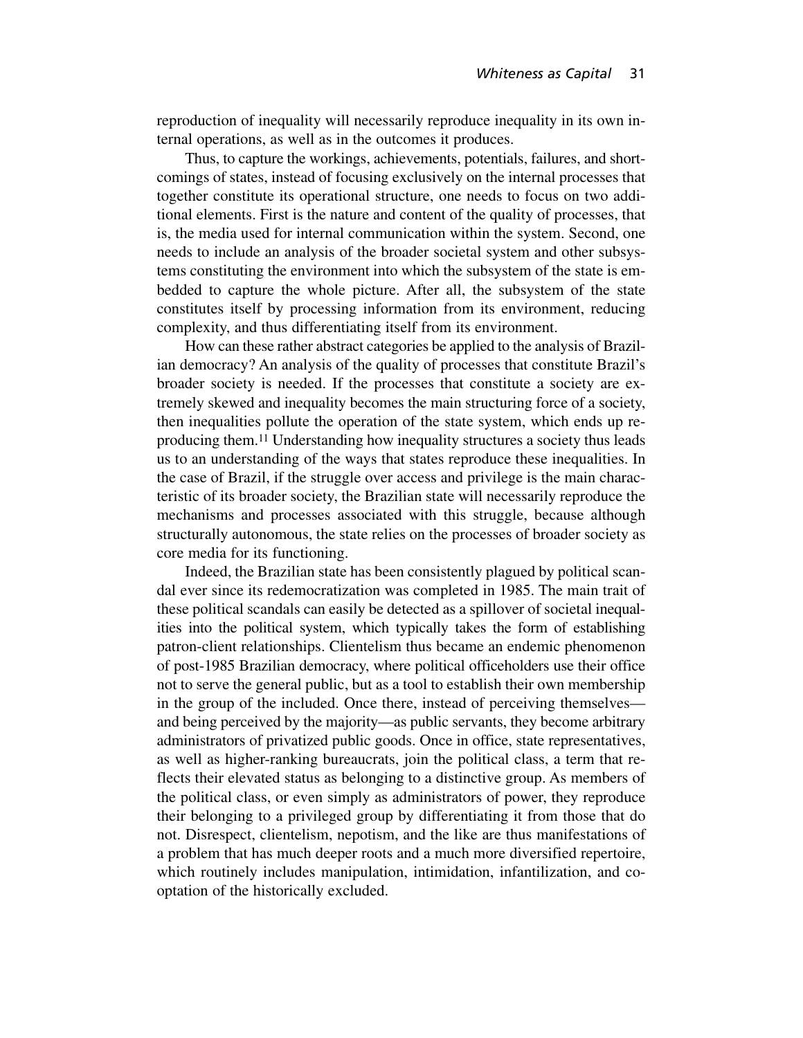reproduction of inequality will necessarily reproduce inequality in its own internal operations, as well as in the outcomes it produces.

Thus, to capture the workings, achievements, potentials, failures, and shortcomings of states, instead of focusing exclusively on the internal processes that together constitute its operational structure, one needs to focus on two additional elements. First is the nature and content of the quality of processes, that is, the media used for internal communication within the system. Second, one needs to include an analysis of the broader societal system and other subsystems constituting the environment into which the subsystem of the state is embedded to capture the whole picture. After all, the subsystem of the state constitutes itself by processing information from its environment, reducing complexity, and thus differentiating itself from its environment.

How can these rather abstract categories be applied to the analysis of Brazilian democracy? An analysis of the quality of processes that constitute Brazil's broader society is needed. If the processes that constitute a society are extremely skewed and inequality becomes the main structuring force of a society, then inequalities pollute the operation of the state system, which ends up reproducing them.[11] Understanding how inequality structures a society thus leads us to an understanding of the ways that states reproduce these inequalities. In the case of Brazil, if the struggle over access and privilege is the main characteristic of its broader society, the Brazilian state will necessarily reproduce the mechanisms and processes associated with this struggle, because although structurally autonomous, the state relies on the processes of broader society as core media for its functioning.

Indeed, the Brazilian state has been consistently plagued by political scandal ever since its redemocratization was completed in 1985. The main trait of these political scandals can easily be detected as a spillover of societal inequalities into the political system, which typically takes the form of establishing patron-client relationships. Clientelism thus became an endemic phenomenon of post-1985 Brazilian democracy, where political officeholders use their office not to serve the general public, but as a tool to establish their own membership in the group of the included. Once there, instead of perceiving themselves—and being perceived by the majority—as public servants, they become arbitrary administrators of privatized public goods. Once in office, state representatives, as well as higher-ranking bureaucrats, join the political class, a term that reflects their elevated status as belonging to a distinctive group. As members of the political class, or even simply as administrators of power, they reproduce their belonging to a privileged group by differentiating it from those that do not. Disrespect, clientelism, nepotism, and the like are thus manifestations of a problem that has much deeper roots and a much more diversified repertoire, which routinely includes manipulation, intimidation, infantilization, and cooptation of the historically excluded.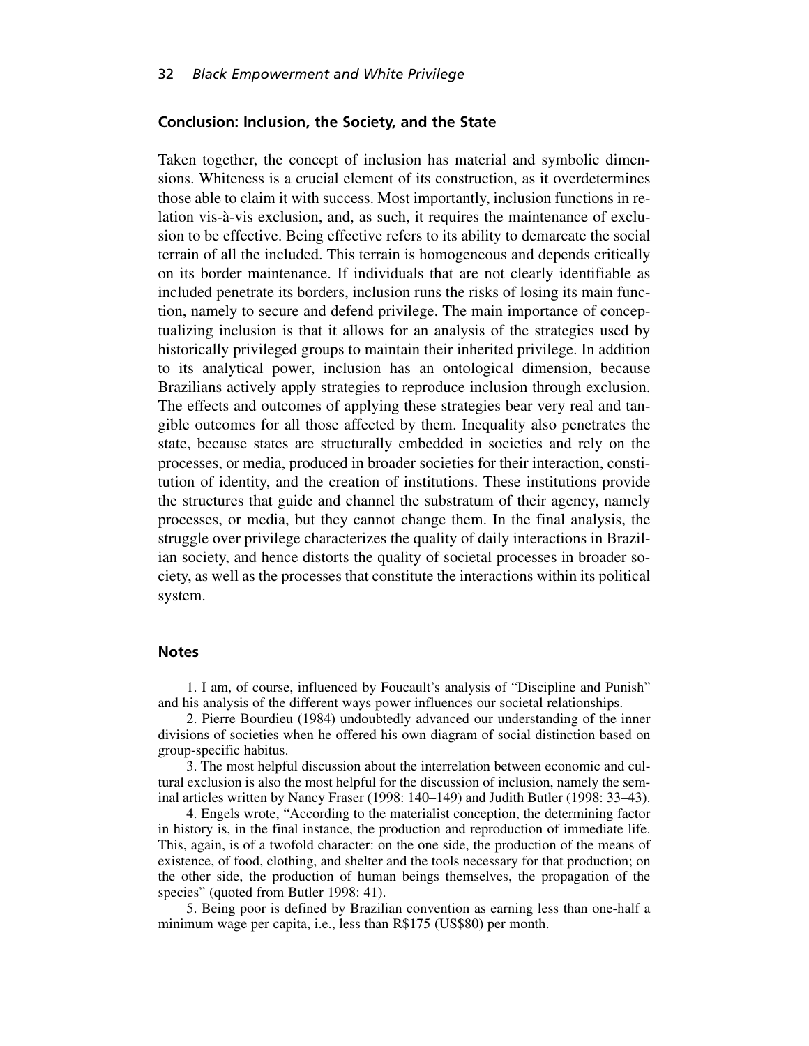## Conclusion: Inclusion, the Society, and the State

Taken together, the concept of inclusion has material and symbolic dimensions. Whiteness is a crucial element of its construction, as it overdetermines those able to claim it with success. Most importantly, inclusion functions in relation vis-à-vis exclusion, and, as such, it requires the maintenance of exclusion to be effective. Being effective refers to its ability to demarcate the social terrain of all the included. This terrain is homogeneous and depends critically on its border maintenance. If individuals that are not clearly identifiable as included penetrate its borders, inclusion runs the risks of losing its main function, namely to secure and defend privilege. The main importance of conceptualizing inclusion is that it allows for an analysis of the strategies used by historically privileged groups to maintain their inherited privilege. In addition to its analytical power, inclusion has an ontological dimension, because Brazilians actively apply strategies to reproduce inclusion through exclusion. The effects and outcomes of applying these strategies bear very real and tangible outcomes for all those affected by them. Inequality also penetrates the state, because states are structurally embedded in societies and rely on the processes, or media, produced in broader societies for their interaction, constitution of identity, and the creation of institutions. These institutions provide the structures that guide and channel the substratum of their agency, namely processes, or media, but they cannot change them. In the final analysis, the struggle over privilege characterizes the quality of daily interactions in Brazilian society, and hence distorts the quality of societal processes in broader society, as well as the processes that constitute the interactions within its political system.

## Notes

1. I am, of course, influenced by Foucault's analysis of "Discipline and Punish" and his analysis of the different ways power influences our societal relationships.

2. Pierre Bourdieu (1984) undoubtedly advanced our understanding of the inner divisions of societies when he offered his own diagram of social distinction based on group-specific habitus.

3. The most helpful discussion about the interrelation between economic and cultural exclusion is also the most helpful for the discussion of inclusion, namely the seminal articles written by Nancy Fraser (1998: 140–149) and Judith Butler (1998: 33–43).

4. Engels wrote, "According to the materialist conception, the determining factor in history is, in the final instance, the production and reproduction of immediate life. This, again, is of a twofold character: on the one side, the production of the means of existence, of food, clothing, and shelter and the tools necessary for that production; on the other side, the production of human beings themselves, the propagation of the species" (quoted from Butler 1998: 41).

5. Being poor is defined by Brazilian convention as earning less than one-half a minimum wage per capita, i.e., less than R$175 (US$80) per month.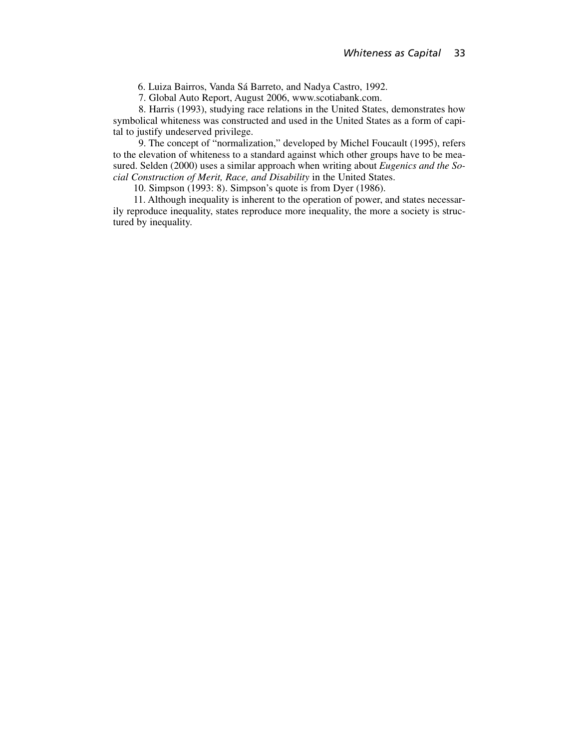6. Luiza Bairros, Vanda Sá Barreto, and Nadya Castro, 1992.

7. Global Auto Report, August 2006, www.scotiabank.com.

8. Harris (1993), studying race relations in the United States, demonstrates how symbolical whiteness was constructed and used in the United States as a form of capital to justify undeserved privilege.

9. The concept of "normalization," developed by Michel Foucault (1995), refers to the elevation of whiteness to a standard against which other groups have to be measured. Selden (2000) uses a similar approach when writing about *Eugenics and the Social Construction of Merit, Race, and Disability* in the United States.

10. Simpson (1993: 8). Simpson's quote is from Dyer (1986).

11. Although inequality is inherent to the operation of power, and states necessarily reproduce inequality, states reproduce more inequality, the more a society is structured by inequality.